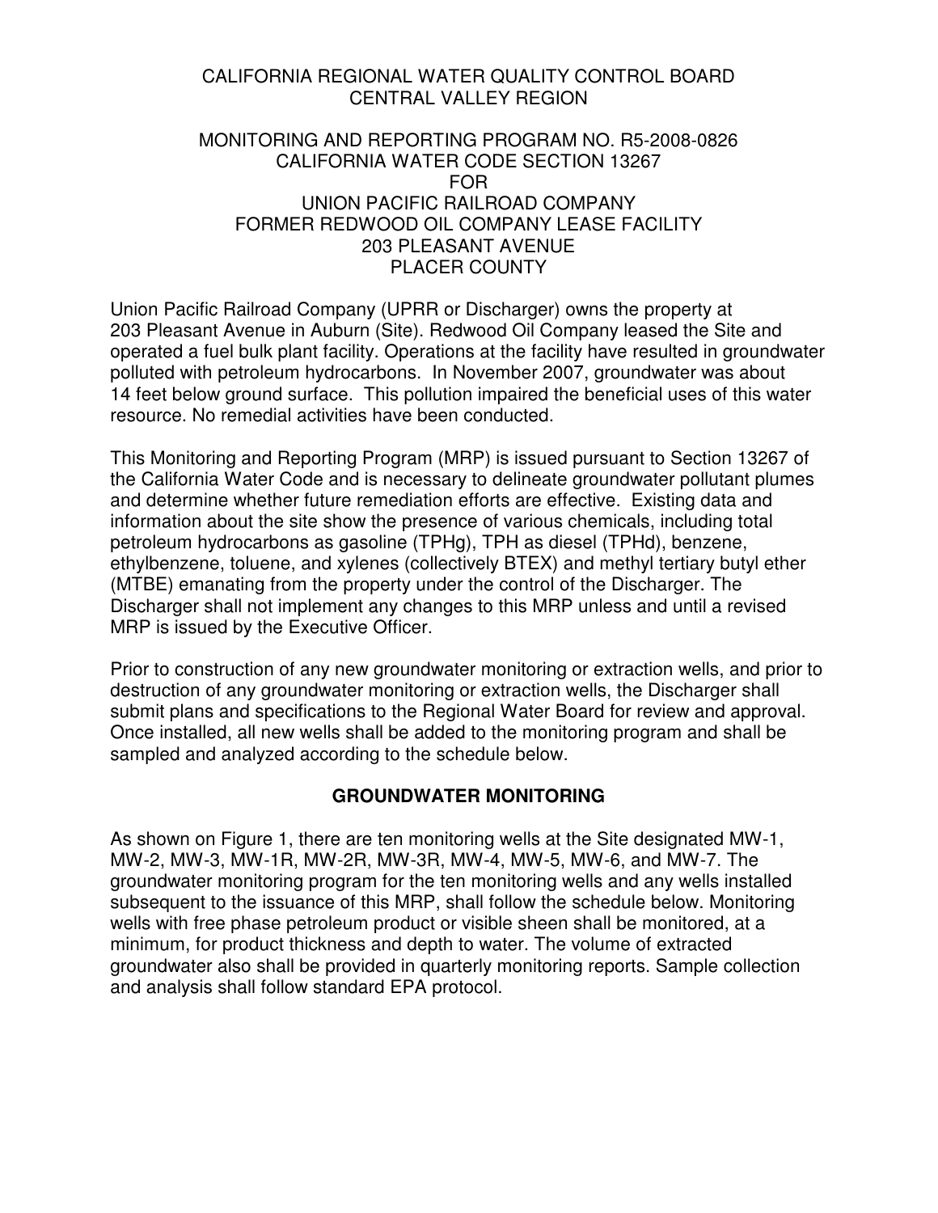CALIFORNIA REGIONAL WATER QUALITY CONTROL BOARD
CENTRAL VALLEY REGION

MONITORING AND REPORTING PROGRAM NO. R5-2008-0826
CALIFORNIA WATER CODE SECTION 13267
FOR
UNION PACIFIC RAILROAD COMPANY
FORMER REDWOOD OIL COMPANY LEASE FACILITY
203 PLEASANT AVENUE
PLACER COUNTY

Union Pacific Railroad Company (UPRR or Discharger) owns the property at 203 Pleasant Avenue in Auburn (Site). Redwood Oil Company leased the Site and operated a fuel bulk plant facility. Operations at the facility have resulted in groundwater polluted with petroleum hydrocarbons. In November 2007, groundwater was about 14 feet below ground surface. This pollution impaired the beneficial uses of this water resource. No remedial activities have been conducted.

This Monitoring and Reporting Program (MRP) is issued pursuant to Section 13267 of the California Water Code and is necessary to delineate groundwater pollutant plumes and determine whether future remediation efforts are effective. Existing data and information about the site show the presence of various chemicals, including total petroleum hydrocarbons as gasoline (TPHg), TPH as diesel (TPHd), benzene, ethylbenzene, toluene, and xylenes (collectively BTEX) and methyl tertiary butyl ether (MTBE) emanating from the property under the control of the Discharger. The Discharger shall not implement any changes to this MRP unless and until a revised MRP is issued by the Executive Officer.

Prior to construction of any new groundwater monitoring or extraction wells, and prior to destruction of any groundwater monitoring or extraction wells, the Discharger shall submit plans and specifications to the Regional Water Board for review and approval. Once installed, all new wells shall be added to the monitoring program and shall be sampled and analyzed according to the schedule below.

## GROUNDWATER MONITORING

As shown on Figure 1, there are ten monitoring wells at the Site designated MW-1, MW-2, MW-3, MW-1R, MW-2R, MW-3R, MW-4, MW-5, MW-6, and MW-7. The groundwater monitoring program for the ten monitoring wells and any wells installed subsequent to the issuance of this MRP, shall follow the schedule below. Monitoring wells with free phase petroleum product or visible sheen shall be monitored, at a minimum, for product thickness and depth to water. The volume of extracted groundwater also shall be provided in quarterly monitoring reports. Sample collection and analysis shall follow standard EPA protocol.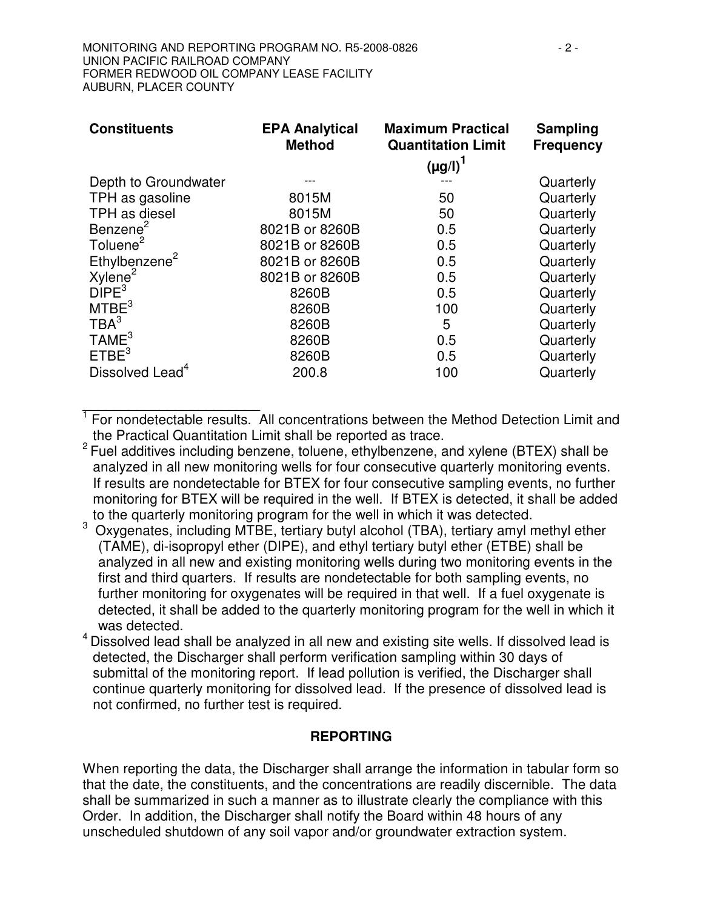| Constituents | EPA Analytical Method | Maximum Practical Quantitation Limit (µg/l)[1] | Sampling Frequency |
|---|---|---|---|
| Depth to Groundwater | --- | --- | Quarterly |
| TPH as gasoline | 8015M | 50 | Quarterly |
| TPH as diesel | 8015M | 50 | Quarterly |
| Benzene[2] | 8021B or 8260B | 0.5 | Quarterly |
| Toluene[2] | 8021B or 8260B | 0.5 | Quarterly |
| Ethylbenzene[2] | 8021B or 8260B | 0.5 | Quarterly |
| Xylene[2] | 8021B or 8260B | 0.5 | Quarterly |
| DIPE[3] | 8260B | 0.5 | Quarterly |
| MTBE[3] | 8260B | 100 | Quarterly |
| TBA[3] | 8260B | 5 | Quarterly |
| TAME[3] | 8260B | 0.5 | Quarterly |
| ETBE[3] | 8260B | 0.5 | Quarterly |
| Dissolved Lead[4] | 200.8 | 100 | Quarterly |

[1] For nondetectable results. All concentrations between the Method Detection Limit and the Practical Quantitation Limit shall be reported as trace.

[2] Fuel additives including benzene, toluene, ethylbenzene, and xylene (BTEX) shall be analyzed in all new monitoring wells for four consecutive quarterly monitoring events. If results are nondetectable for BTEX for four consecutive sampling events, no further monitoring for BTEX will be required in the well. If BTEX is detected, it shall be added to the quarterly monitoring program for the well in which it was detected.

[3] Oxygenates, including MTBE, tertiary butyl alcohol (TBA), tertiary amyl methyl ether (TAME), di-isopropyl ether (DIPE), and ethyl tertiary butyl ether (ETBE) shall be analyzed in all new and existing monitoring wells during two monitoring events in the first and third quarters. If results are nondetectable for both sampling events, no further monitoring for oxygenates will be required in that well. If a fuel oxygenate is detected, it shall be added to the quarterly monitoring program for the well in which it was detected.

[4] Dissolved lead shall be analyzed in all new and existing site wells. If dissolved lead is detected, the Discharger shall perform verification sampling within 30 days of submittal of the monitoring report. If lead pollution is verified, the Discharger shall continue quarterly monitoring for dissolved lead. If the presence of dissolved lead is not confirmed, no further test is required.

## REPORTING

When reporting the data, the Discharger shall arrange the information in tabular form so that the date, the constituents, and the concentrations are readily discernible. The data shall be summarized in such a manner as to illustrate clearly the compliance with this Order. In addition, the Discharger shall notify the Board within 48 hours of any unscheduled shutdown of any soil vapor and/or groundwater extraction system.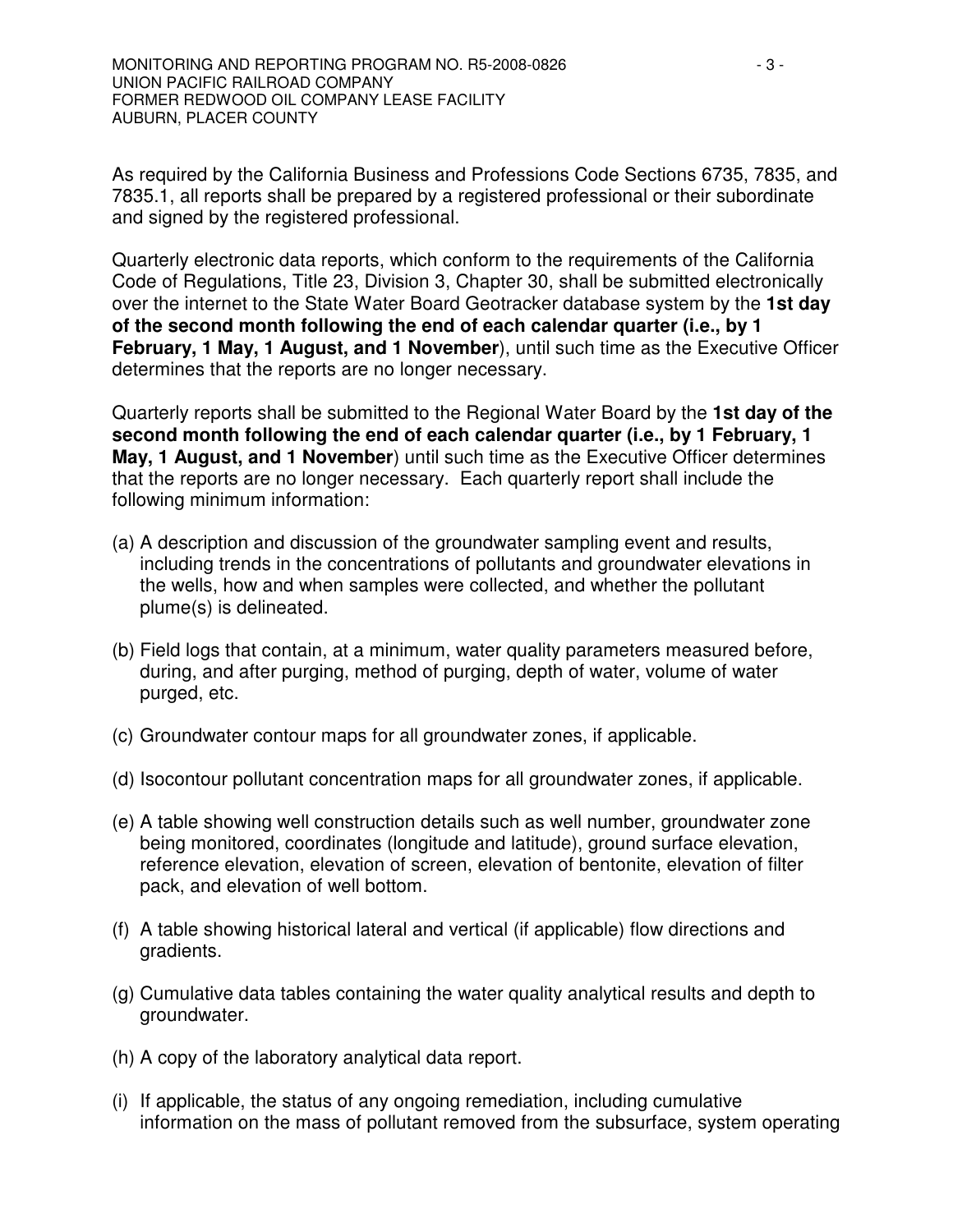As required by the California Business and Professions Code Sections 6735, 7835, and 7835.1, all reports shall be prepared by a registered professional or their subordinate and signed by the registered professional.

Quarterly electronic data reports, which conform to the requirements of the California Code of Regulations, Title 23, Division 3, Chapter 30, shall be submitted electronically over the internet to the State Water Board Geotracker database system by the **1st day of the second month following the end of each calendar quarter (i.e., by 1 February, 1 May, 1 August, and 1 November**), until such time as the Executive Officer determines that the reports are no longer necessary.

Quarterly reports shall be submitted to the Regional Water Board by the **1st day of the second month following the end of each calendar quarter (i.e., by 1 February, 1 May, 1 August, and 1 November**) until such time as the Executive Officer determines that the reports are no longer necessary. Each quarterly report shall include the following minimum information:

(a) A description and discussion of the groundwater sampling event and results, including trends in the concentrations of pollutants and groundwater elevations in the wells, how and when samples were collected, and whether the pollutant plume(s) is delineated.

(b) Field logs that contain, at a minimum, water quality parameters measured before, during, and after purging, method of purging, depth of water, volume of water purged, etc.

(c) Groundwater contour maps for all groundwater zones, if applicable.

(d) Isocontour pollutant concentration maps for all groundwater zones, if applicable.

(e) A table showing well construction details such as well number, groundwater zone being monitored, coordinates (longitude and latitude), ground surface elevation, reference elevation, elevation of screen, elevation of bentonite, elevation of filter pack, and elevation of well bottom.

(f) A table showing historical lateral and vertical (if applicable) flow directions and gradients.

(g) Cumulative data tables containing the water quality analytical results and depth to groundwater.

(h) A copy of the laboratory analytical data report.

(i) If applicable, the status of any ongoing remediation, including cumulative information on the mass of pollutant removed from the subsurface, system operating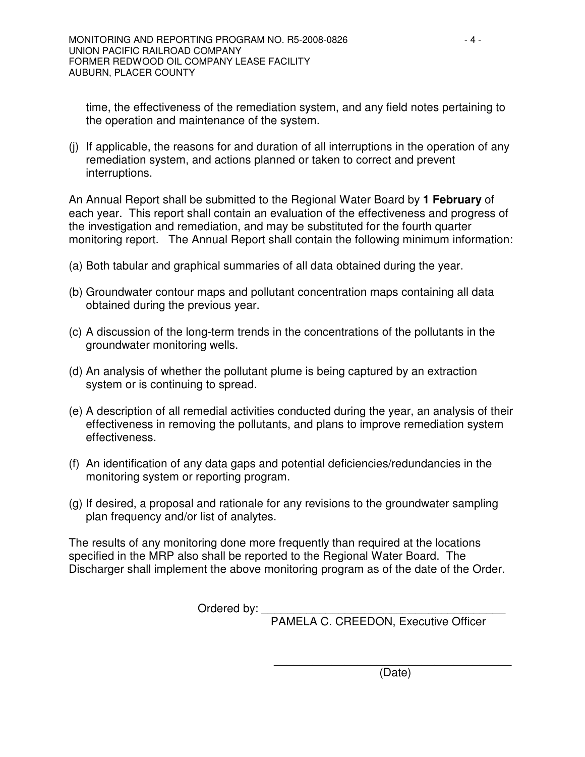time, the effectiveness of the remediation system, and any field notes pertaining to the operation and maintenance of the system.

(j) If applicable, the reasons for and duration of all interruptions in the operation of any remediation system, and actions planned or taken to correct and prevent interruptions.

An Annual Report shall be submitted to the Regional Water Board by **1 February** of each year. This report shall contain an evaluation of the effectiveness and progress of the investigation and remediation, and may be substituted for the fourth quarter monitoring report. The Annual Report shall contain the following minimum information:

(a) Both tabular and graphical summaries of all data obtained during the year.

(b) Groundwater contour maps and pollutant concentration maps containing all data obtained during the previous year.

(c) A discussion of the long-term trends in the concentrations of the pollutants in the groundwater monitoring wells.

(d) An analysis of whether the pollutant plume is being captured by an extraction system or is continuing to spread.

(e) A description of all remedial activities conducted during the year, an analysis of their effectiveness in removing the pollutants, and plans to improve remediation system effectiveness.

(f) An identification of any data gaps and potential deficiencies/redundancies in the monitoring system or reporting program.

(g) If desired, a proposal and rationale for any revisions to the groundwater sampling plan frequency and/or list of analytes.

The results of any monitoring done more frequently than required at the locations specified in the MRP also shall be reported to the Regional Water Board. The Discharger shall implement the above monitoring program as of the date of the Order.

Ordered by: ______________________________________

PAMELA C. CREEDON, Executive Officer

______________________________________

(Date)